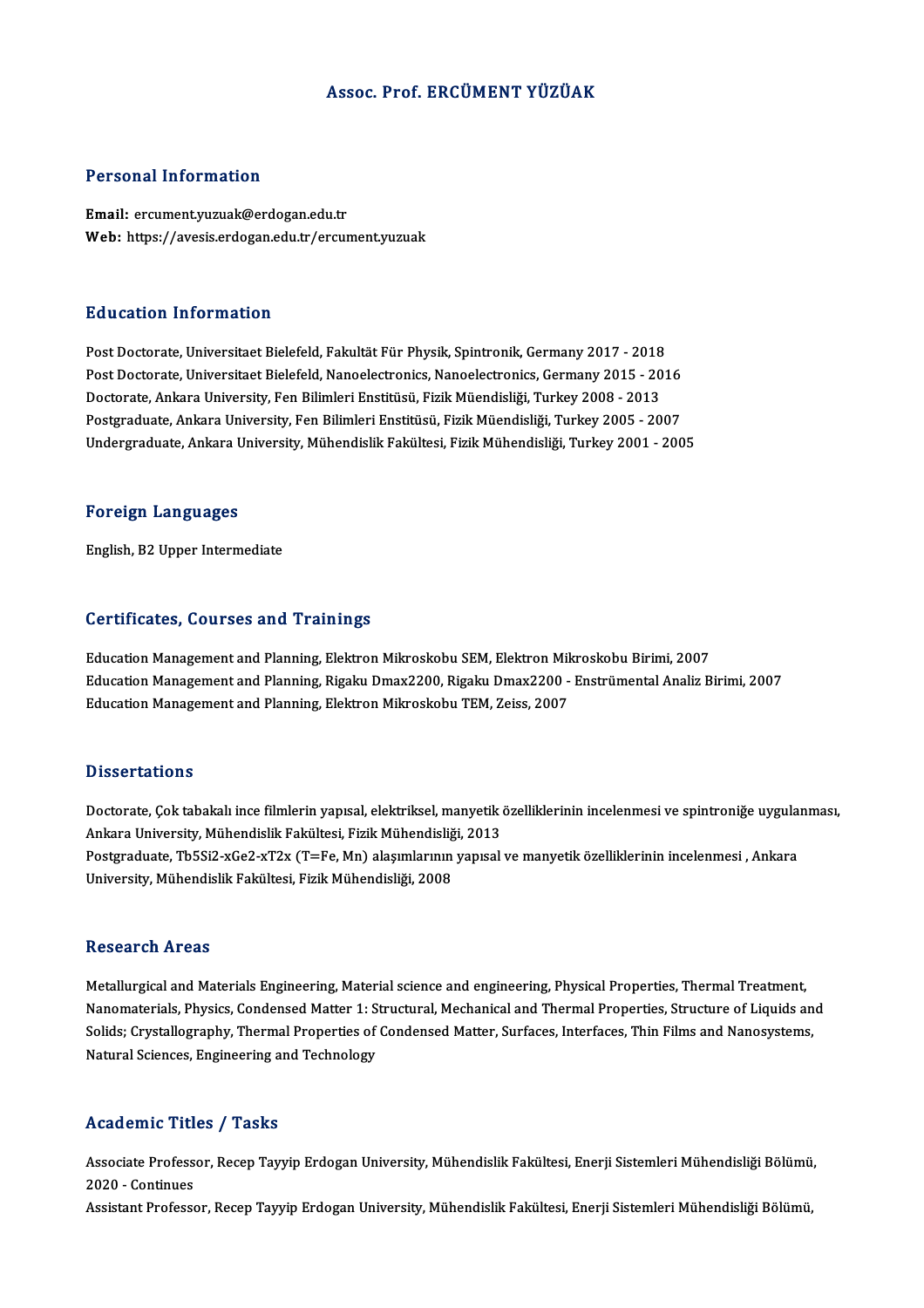# Assoc. Prof. ERCÜMENT YÜZÜAK

## Personal Information

**Email:** ercument.yuzuak@erdogan.edu.tr
**Web:** https://avesis.erdogan.edu.tr/ercument.yuzuak

## Education Information

Post Doctorate, Universitaet Bielefeld, Fakultät Für Physik, Spintronik, Germany 2017 - 2018
Post Doctorate, Universitaet Bielefeld, Nanoelectronics, Nanoelectronics, Germany 2015 - 2016
Doctorate, Ankara University, Fen Bilimleri Enstitüsü, Fizik Müendisliği, Turkey 2008 - 2013
Postgraduate, Ankara University, Fen Bilimleri Enstitüsü, Fizik Müendisliği, Turkey 2005 - 2007
Undergraduate, Ankara University, Mühendislik Fakültesi, Fizik Mühendisliği, Turkey 2001 - 2005

## Foreign Languages

English, B2 Upper Intermediate

## Certificates, Courses and Trainings

Education Management and Planning, Elektron Mikroskobu SEM, Elektron Mikroskobu Birimi, 2007
Education Management and Planning, Rigaku Dmax2200, Rigaku Dmax2200 - Enstrümental Analiz Birimi, 2007
Education Management and Planning, Elektron Mikroskobu TEM, Zeiss, 2007

## Dissertations

Doctorate, Çok tabakalı ince filmlerin yapısal, elektriksel, manyetik özelliklerinin incelenmesi ve spintroniğe uygulanması, Ankara University, Mühendislik Fakültesi, Fizik Mühendisliği, 2013
Postgraduate, $Tb_5Si_{2-x}Ge_{2-x}T_{2x}$ (T=Fe, Mn) alaşımlarının yapısal ve manyetik özelliklerinin incelenmesi , Ankara University, Mühendislik Fakültesi, Fizik Mühendisliği, 2008

## Research Areas

Metallurgical and Materials Engineering, Material science and engineering, Physical Properties, Thermal Treatment, Nanomaterials, Physics, Condensed Matter 1: Structural, Mechanical and Thermal Properties, Structure of Liquids and Solids; Crystallography, Thermal Properties of Condensed Matter, Surfaces, Interfaces, Thin Films and Nanosystems, Natural Sciences, Engineering and Technology

## Academic Titles / Tasks

Associate Professor, Recep Tayyip Erdogan University, Mühendislik Fakültesi, Enerji Sistemleri Mühendisliği Bölümü, 2020 - Continues
Assistant Professor, Recep Tayyip Erdogan University, Mühendislik Fakültesi, Enerji Sistemleri Mühendisliği Bölümü,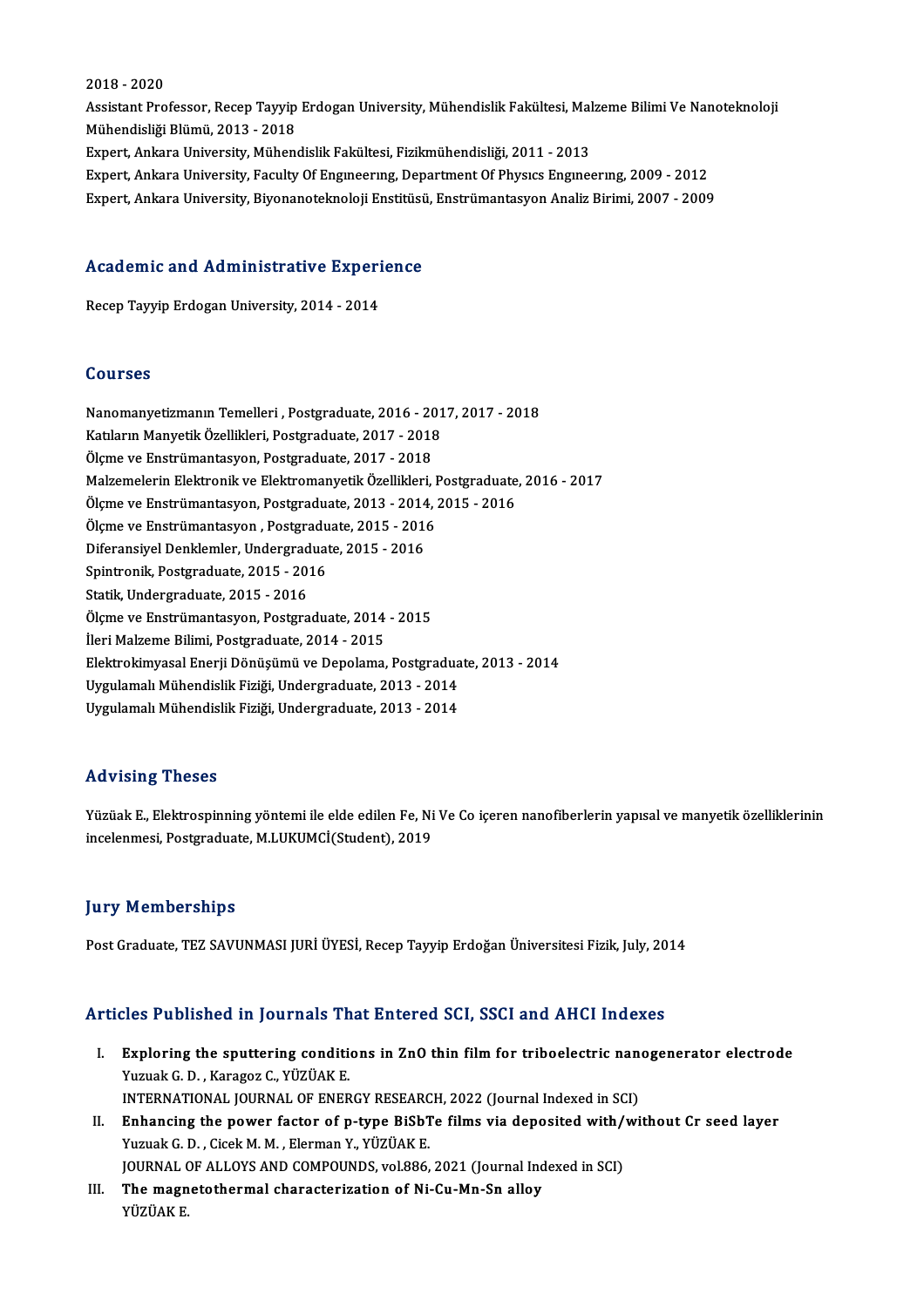2018 - 2020

Assistant Professor, Recep Tayyip Erdogan University, Mühendislik Fakültesi, Malzeme Bilimi Ve Nanoteknoloji Mühendisliği Blümü, 2013 - 2018

Expert, Ankara University, Mühendislik Fakültesi, Fizikmühendisliği, 2011 - 2013

Expert, Ankara University, Faculty Of Engıneerıng, Department Of Physıcs Engıneerıng, 2009 - 2012

Expert, Ankara University, Biyonanoteknoloji Enstitüsü, Enstrümantasyon Analiz Birimi, 2007 - 2009

## Academic and Administrative Experience

Recep Tayyip Erdogan University, 2014 - 2014

## Courses

Nanomanyetizmanın Temelleri , Postgraduate, 2016 - 2017, 2017 - 2018
Katıların Manyetik Özellikleri, Postgraduate, 2017 - 2018
Ölçme ve Enstrümantasyon, Postgraduate, 2017 - 2018
Malzemelerin Elektronik ve Elektromanyetik Özellikleri, Postgraduate, 2016 - 2017
Ölçme ve Enstrümantasyon, Postgraduate, 2013 - 2014, 2015 - 2016
Ölçme ve Enstrümantasyon , Postgraduate, 2015 - 2016
Diferansiyel Denklemler, Undergraduate, 2015 - 2016
Spintronik, Postgraduate, 2015 - 2016
Statik, Undergraduate, 2015 - 2016
Ölçme ve Enstrümantasyon, Postgraduate, 2014 - 2015
İleri Malzeme Bilimi, Postgraduate, 2014 - 2015
Elektrokimyasal Enerji Dönüşümü ve Depolama, Postgraduate, 2013 - 2014
Uygulamalı Mühendislik Fiziği, Undergraduate, 2013 - 2014
Uygulamalı Mühendislik Fiziği, Undergraduate, 2013 - 2014

## Advising Theses

Yüzüak E., Elektrospinning yöntemi ile elde edilen Fe, Ni Ve Co içeren nanofiberlerin yapısal ve manyetik özelliklerinin incelenmesi, Postgraduate, M.LUKUMCİ(Student), 2019

## Jury Memberships

Post Graduate, TEZ SAVUNMASI JURİ ÜYESİ, Recep Tayyip Erdoğan Üniversitesi Fizik, July, 2014

## Articles Published in Journals That Entered SCI, SSCI and AHCI Indexes

I. **Exploring the sputtering conditions in ZnO thin film for triboelectric nanogenerator electrode**
   Yuzuak G. D. , Karagoz C., YÜZÜAK E.
   INTERNATIONAL JOURNAL OF ENERGY RESEARCH, 2022 (Journal Indexed in SCI)
II. **Enhancing the power factor of p-type BiSbTe films via deposited with/without Cr seed layer**
   Yuzuak G. D. , Cicek M. M. , Elerman Y., YÜZÜAK E.
   JOURNAL OF ALLOYS AND COMPOUNDS, vol.886, 2021 (Journal Indexed in SCI)
III. **The magnetothermal characterization of Ni-Cu-Mn-Sn alloy**
   YÜZÜAK E.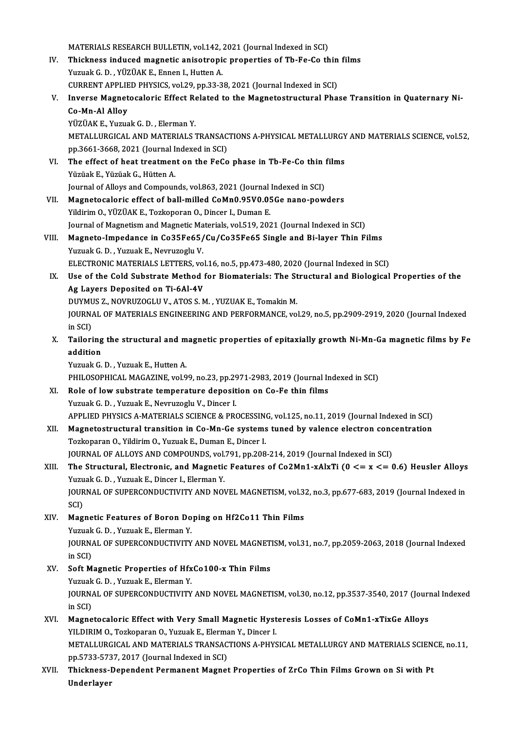MATERIALS RESEARCH BULLETIN, vol.142, 2021 (Journal Indexed in SCI)

IV. **Thickness induced magnetic anisotropic properties of Tb-Fe-Co thin films**
Yuzuak G. D. , YÜZÜAK E., Ennen I., Hutten A.
CURRENT APPLIED PHYSICS, vol.29, pp.33-38, 2021 (Journal Indexed in SCI)

V. **Inverse Magnetocaloric Effect Related to the Magnetostructural Phase Transition in Quaternary Ni-Co-Mn-Al Alloy**
YÜZÜAK E., Yuzuak G. D. , Elerman Y.
METALLURGICAL AND MATERIALS TRANSACTIONS A-PHYSICAL METALLURGY AND MATERIALS SCIENCE, vol.52, pp.3661-3668, 2021 (Journal Indexed in SCI)

VI. **The effect of heat treatment on the FeCo phase in Tb-Fe-Co thin films**
Yüzüak E., Yüzüak G., Hütten A.
Journal of Alloys and Compounds, vol.863, 2021 (Journal Indexed in SCI)

VII. **Magnetocaloric effect of ball-milled $CoMn_{0.95}V_{0.05}Ge$ nano-powders**
Yildirim O., YÜZÜAK E., Tozkoporan O., Dincer I., Duman E.
Journal of Magnetism and Magnetic Materials, vol.519, 2021 (Journal Indexed in SCI)

VIII. **Magneto-Impedance in $Co_{35}Fe_{65}$/Cu/$Co_{35}Fe_{65}$ Single and Bi-layer Thin Films**
Yuzuak G. D. , Yuzuak E., Nevruzoglu V.
ELECTRONIC MATERIALS LETTERS, vol.16, no.5, pp.473-480, 2020 (Journal Indexed in SCI)

IX. **Use of the Cold Substrate Method for Biomaterials: The Structural and Biological Properties of the Ag Layers Deposited on Ti-6Al-4V**
DUYMUS Z., NOVRUZOGLU V., ATOS S. M. , YUZUAK E., Tomakin M.
JOURNAL OF MATERIALS ENGINEERING AND PERFORMANCE, vol.29, no.5, pp.2909-2919, 2020 (Journal Indexed in SCI)

X. **Tailoring the structural and magnetic properties of epitaxially growth Ni-Mn-Ga magnetic films by Fe addition**
Yuzuak G. D. , Yuzuak E., Hutten A.
PHILOSOPHICAL MAGAZINE, vol.99, no.23, pp.2971-2983, 2019 (Journal Indexed in SCI)

XI. **Role of low substrate temperature deposition on Co-Fe thin films**
Yuzuak G. D. , Yuzuak E., Nevruzoglu V., Dincer I.
APPLIED PHYSICS A-MATERIALS SCIENCE & PROCESSING, vol.125, no.11, 2019 (Journal Indexed in SCI)

XII. **Magnetostructural transition in Co-Mn-Ge systems tuned by valence electron concentration**
Tozkoparan O., Yildirim O., Yuzuak E., Duman E., Dincer I.
JOURNAL OF ALLOYS AND COMPOUNDS, vol.791, pp.208-214, 2019 (Journal Indexed in SCI)

XIII. **The Structural, Electronic, and Magnetic Features of $Co_2Mn_{1-x}Al_xTi$ ($0 <= x <= 0.6$) Heusler Alloys**
Yuzuak G. D. , Yuzuak E., Dincer I., Elerman Y.
JOURNAL OF SUPERCONDUCTIVITY AND NOVEL MAGNETISM, vol.32, no.3, pp.677-683, 2019 (Journal Indexed in SCI)

XIV. **Magnetic Features of Boron Doping on $Hf_2Co_{11}$ Thin Films**
Yuzuak G. D. , Yuzuak E., Elerman Y.
JOURNAL OF SUPERCONDUCTIVITY AND NOVEL MAGNETISM, vol.31, no.7, pp.2059-2063, 2018 (Journal Indexed in SCI)

XV. **Soft Magnetic Properties of $Hf_xCo_{100-x}$ Thin Films**
Yuzuak G. D. , Yuzuak E., Elerman Y.
JOURNAL OF SUPERCONDUCTIVITY AND NOVEL MAGNETISM, vol.30, no.12, pp.3537-3540, 2017 (Journal Indexed in SCI)

XVI. **Magnetocaloric Effect with Very Small Magnetic Hysteresis Losses of $CoMn_{1-x}Ti_xGe$ Alloys**
YILDIRIM O., Tozkoparan O., Yuzuak E., Elerman Y., Dincer I.
METALLURGICAL AND MATERIALS TRANSACTIONS A-PHYSICAL METALLURGY AND MATERIALS SCIENCE, no.11, pp.5733-5737, 2017 (Journal Indexed in SCI)

XVII. **Thickness-Dependent Permanent Magnet Properties of ZrCo Thin Films Grown on Si with Pt Underlayer**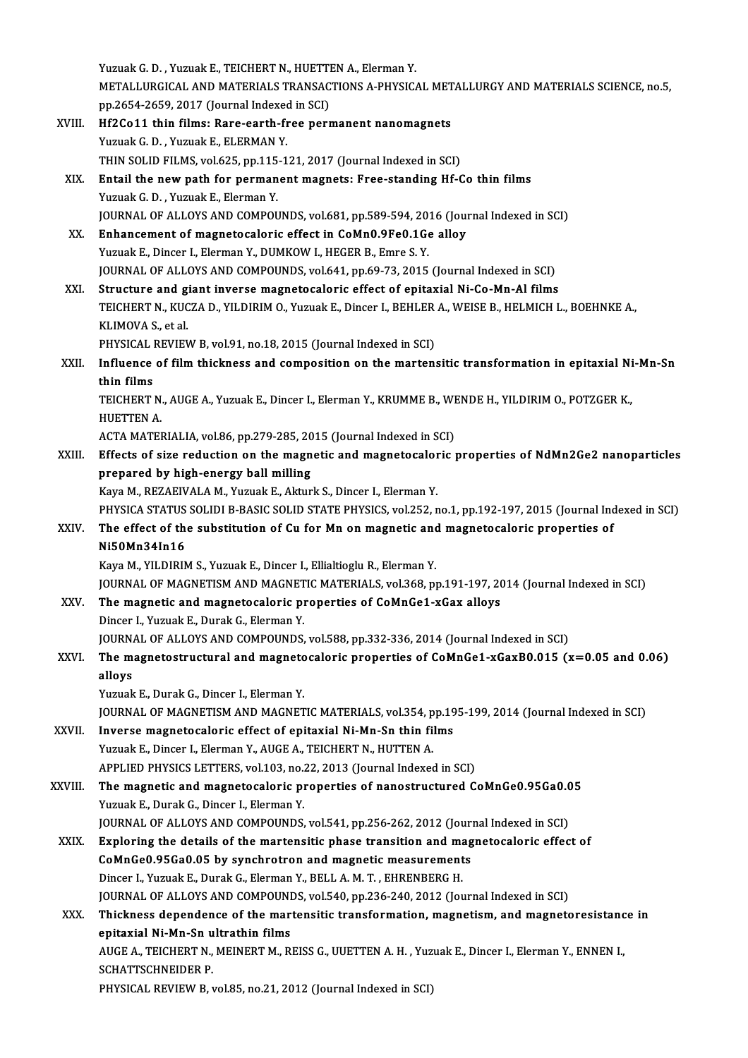Yuzuak G. D. , Yuzuak E., TEICHERT N., HUETTEN A., Elerman Y.
METALLURGICAL AND MATERIALS TRANSACTIONS A-PHYSICAL METALLURGY AND MATERIALS SCIENCE, no.5, pp.2654-2659, 2017 (Journal Indexed in SCI)

XVIII. **Hf2Co11 thin films: Rare-earth-free permanent nanomagnets**
Yuzuak G. D. , Yuzuak E., ELERMAN Y.
THIN SOLID FILMS, vol.625, pp.115-121, 2017 (Journal Indexed in SCI)

XIX. **Entail the new path for permanent magnets: Free-standing Hf-Co thin films**
Yuzuak G. D. , Yuzuak E., Elerman Y.
JOURNAL OF ALLOYS AND COMPOUNDS, vol.681, pp.589-594, 2016 (Journal Indexed in SCI)

XX. **Enhancement of magnetocaloric effect in CoMn0.9Fe0.1Ge alloy**
Yuzuak E., Dincer I., Elerman Y., DUMKOW I., HEGER B., Emre S. Y.
JOURNAL OF ALLOYS AND COMPOUNDS, vol.641, pp.69-73, 2015 (Journal Indexed in SCI)

XXI. **Structure and giant inverse magnetocaloric effect of epitaxial Ni-Co-Mn-Al films**
TEICHERT N., KUCZA D., YILDIRIM O., Yuzuak E., Dincer I., BEHLER A., WEISE B., HELMICH L., BOEHNKE A., KLIMOVA S., et al.
PHYSICAL REVIEW B, vol.91, no.18, 2015 (Journal Indexed in SCI)

XXII. **Influence of film thickness and composition on the martensitic transformation in epitaxial Ni-Mn-Sn thin films**
TEICHERT N., AUGE A., Yuzuak E., Dincer I., Elerman Y., KRUMME B., WENDE H., YILDIRIM O., POTZGER K., HUETTEN A.
ACTA MATERIALIA, vol.86, pp.279-285, 2015 (Journal Indexed in SCI)

XXIII. **Effects of size reduction on the magnetic and magnetocaloric properties of NdMn2Ge2 nanoparticles prepared by high-energy ball milling**
Kaya M., REZAEIVALA M., Yuzuak E., Akturk S., Dincer I., Elerman Y.
PHYSICA STATUS SOLIDI B-BASIC SOLID STATE PHYSICS, vol.252, no.1, pp.192-197, 2015 (Journal Indexed in SCI)

XXIV. **The effect of the substitution of Cu for Mn on magnetic and magnetocaloric properties of Ni50Mn34In16**
Kaya M., YILDIRIM S., Yuzuak E., Dincer I., Ellialtioglu R., Elerman Y.
JOURNAL OF MAGNETISM AND MAGNETIC MATERIALS, vol.368, pp.191-197, 2014 (Journal Indexed in SCI)

XXV. **The magnetic and magnetocaloric properties of CoMnGe1-xGax alloys**
Dincer I., Yuzuak E., Durak G., Elerman Y.
JOURNAL OF ALLOYS AND COMPOUNDS, vol.588, pp.332-336, 2014 (Journal Indexed in SCI)

XXVI. **The magnetostructural and magnetocaloric properties of CoMnGe1-xGaxB0.015 (x=0.05 and 0.06) alloys**
Yuzuak E., Durak G., Dincer I., Elerman Y.
JOURNAL OF MAGNETISM AND MAGNETIC MATERIALS, vol.354, pp.195-199, 2014 (Journal Indexed in SCI)

XXVII. **Inverse magnetocaloric effect of epitaxial Ni-Mn-Sn thin films**
Yuzuak E., Dincer I., Elerman Y., AUGE A., TEICHERT N., HUTTEN A.
APPLIED PHYSICS LETTERS, vol.103, no.22, 2013 (Journal Indexed in SCI)

XXVIII. **The magnetic and magnetocaloric properties of nanostructured CoMnGe0.95Ga0.05**
Yuzuak E., Durak G., Dincer I., Elerman Y.
JOURNAL OF ALLOYS AND COMPOUNDS, vol.541, pp.256-262, 2012 (Journal Indexed in SCI)

XXIX. **Exploring the details of the martensitic phase transition and magnetocaloric effect of CoMnGe0.95Ga0.05 by synchrotron and magnetic measurements**
Dincer I., Yuzuak E., Durak G., Elerman Y., BELL A. M. T. , EHRENBERG H.
JOURNAL OF ALLOYS AND COMPOUNDS, vol.540, pp.236-240, 2012 (Journal Indexed in SCI)

XXX. **Thickness dependence of the martensitic transformation, magnetism, and magnetoresistance in epitaxial Ni-Mn-Sn ultrathin films**
AUGE A., TEICHERT N., MEINERT M., REISS G., UUETTEN A. H. , Yuzuak E., Dincer I., Elerman Y., ENNEN I., SCHATTSCHNEIDER P.
PHYSICAL REVIEW B, vol.85, no.21, 2012 (Journal Indexed in SCI)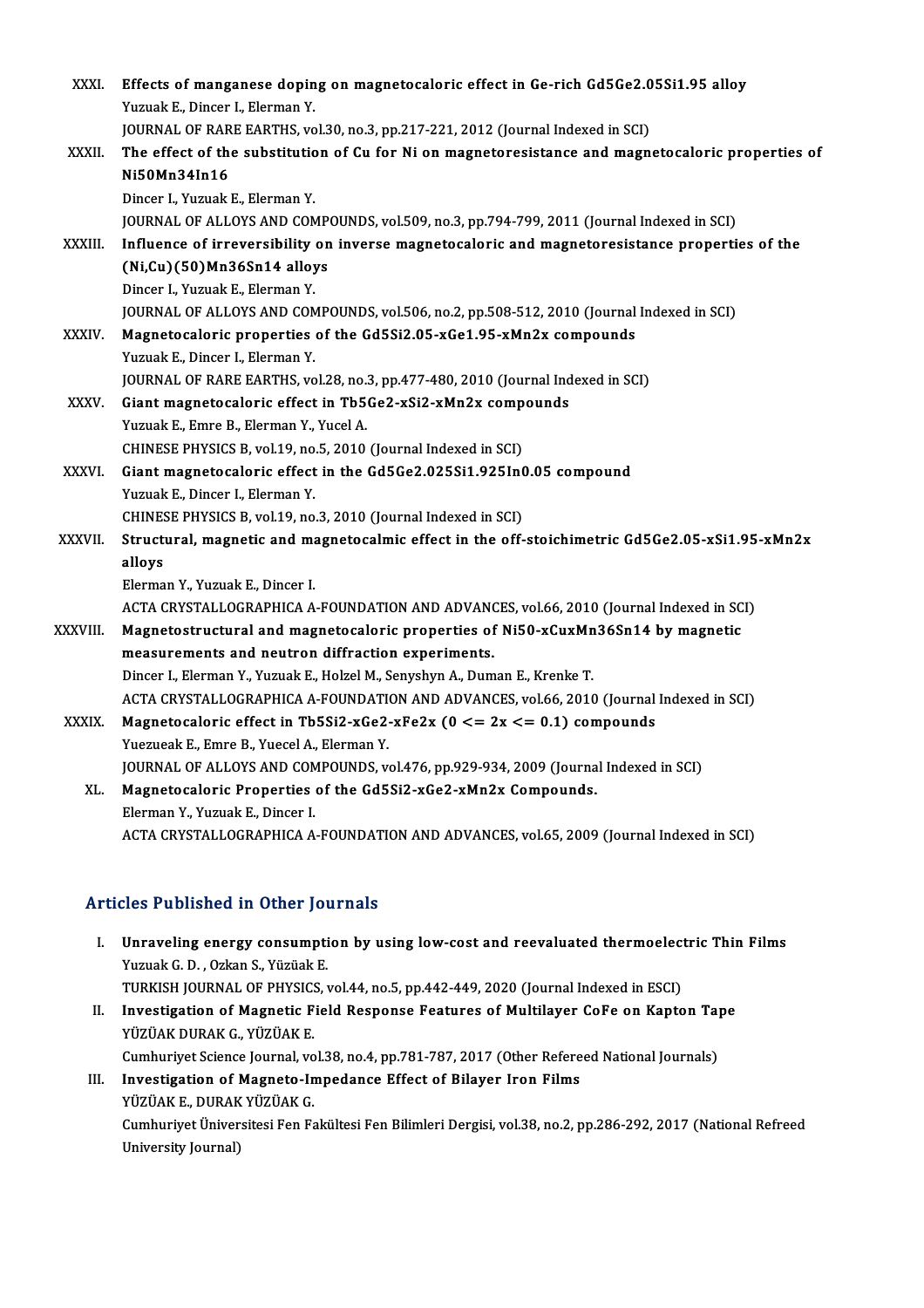XXXI. **Effects of manganese doping on magnetocaloric effect in Ge-rich $Gd_5Ge_{2.05}Si_{1.95}$ alloy**
Yuzuak E., Dincer I., Elerman Y.
JOURNAL OF RARE EARTHS, vol.30, no.3, pp.217-221, 2012 (Journal Indexed in SCI)

XXXII. **The effect of the substitution of Cu for Ni on magnetoresistance and magnetocaloric properties of $Ni_{50}Mn_{34}In_{16}$**
Dincer I., Yuzuak E., Elerman Y.
JOURNAL OF ALLOYS AND COMPOUNDS, vol.509, no.3, pp.794-799, 2011 (Journal Indexed in SCI)

XXXIII. **Influence of irreversibility on inverse magnetocaloric and magnetoresistance properties of the $(Ni,Cu)_{(50)}Mn_{36}Sn_{14}$ alloys**
Dincer I., Yuzuak E., Elerman Y.
JOURNAL OF ALLOYS AND COMPOUNDS, vol.506, no.2, pp.508-512, 2010 (Journal Indexed in SCI)

XXXIV. **Magnetocaloric properties of the $Gd_5Si_{2.05-x}Ge_{1.95-x}Mn_{2x}$ compounds**
Yuzuak E., Dincer I., Elerman Y.
JOURNAL OF RARE EARTHS, vol.28, no.3, pp.477-480, 2010 (Journal Indexed in SCI)

XXXV. **Giant magnetocaloric effect in $Tb_5Ge_{2-x}Si_{2-x}Mn_{2x}$ compounds**
Yuzuak E., Emre B., Elerman Y., Yucel A.
CHINESE PHYSICS B, vol.19, no.5, 2010 (Journal Indexed in SCI)

XXXVI. **Giant magnetocaloric effect in the $Gd_5Ge_{2.025}Si_{1.925}In_{0.05}$ compound**
Yuzuak E., Dincer I., Elerman Y.
CHINESE PHYSICS B, vol.19, no.3, 2010 (Journal Indexed in SCI)

XXXVII. **Structural, magnetic and magnetocalmic effect in the off-stoichimetric $Gd_5Ge_{2.05-x}Si_{1.95-x}Mn_{2x}$ alloys**
Elerman Y., Yuzuak E., Dincer I.
ACTA CRYSTALLOGRAPHICA A-FOUNDATION AND ADVANCES, vol.66, 2010 (Journal Indexed in SCI)

XXXVIII. **Magnetostructural and magnetocaloric properties of $Ni_{50-x}Cu_xMn_{36}Sn_{14}$ by magnetic measurements and neutron diffraction experiments.**
Dincer I., Elerman Y., Yuzuak E., Holzel M., Senyshyn A., Duman E., Krenke T.
ACTA CRYSTALLOGRAPHICA A-FOUNDATION AND ADVANCES, vol.66, 2010 (Journal Indexed in SCI)

XXXIX. **Magnetocaloric effect in $Tb_5Si_{2-x}Ge_{2-x}Fe_{2x}$ ($0 <= 2x <= 0.1$) compounds**
Yuezueak E., Emre B., Yuecel A., Elerman Y.
JOURNAL OF ALLOYS AND COMPOUNDS, vol.476, pp.929-934, 2009 (Journal Indexed in SCI)

XL. **Magnetocaloric Properties of the $Gd_5Si_{2-x}Ge_{2-x}Mn_{2x}$ Compounds.**
Elerman Y., Yuzuak E., Dincer I.
ACTA CRYSTALLOGRAPHICA A-FOUNDATION AND ADVANCES, vol.65, 2009 (Journal Indexed in SCI)

## Articles Published in Other Journals

I. **Unraveling energy consumption by using low-cost and reevaluated thermoelectric Thin Films**
Yuzuak G. D. , Ozkan S., Yüzüak E.
TURKISH JOURNAL OF PHYSICS, vol.44, no.5, pp.442-449, 2020 (Journal Indexed in ESCI)

II. **Investigation of Magnetic Field Response Features of Multilayer CoFe on Kapton Tape**
YÜZÜAK DURAK G., YÜZÜAK E.
Cumhuriyet Science Journal, vol.38, no.4, pp.781-787, 2017 (Other Refereed National Journals)

III. **Investigation of Magneto-Impedance Effect of Bilayer Iron Films**
YÜZÜAK E., DURAK YÜZÜAK G.
Cumhuriyet Üniversitesi Fen Fakültesi Fen Bilimleri Dergisi, vol.38, no.2, pp.286-292, 2017 (National Refreed University Journal)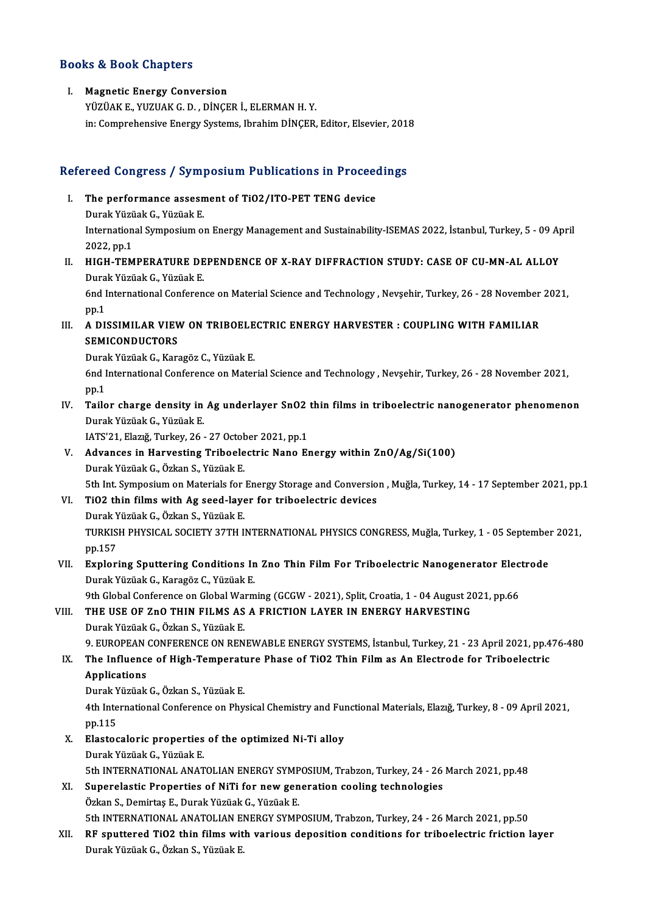## Books & Book Chapters

I. **Magnetic Energy Conversion**
YÜZÜAK E., YUZUAK G. D. , DİNÇER İ., ELERMAN H. Y.
in: Comprehensive Energy Systems, Ibrahim DİNÇER, Editor, Elsevier, 2018

## Refereed Congress / Symposium Publications in Proceedings

I. **The performance assesment of $TiO_2$/ITO-PET TENG device**
Durak Yüzüak G., Yüzüak E.
International Symposium on Energy Management and Sustainability-ISEMAS 2022, İstanbul, Turkey, 5 - 09 April 2022, pp.1

II. **HIGH-TEMPERATURE DEPENDENCE OF X-RAY DIFFRACTION STUDY: CASE OF CU-MN-AL ALLOY**
Durak Yüzüak G., Yüzüak E.
6nd International Conference on Material Science and Technology , Nevşehir, Turkey, 26 - 28 November 2021, pp.1

III. **A DISSIMILAR VIEW ON TRIBOELECTRIC ENERGY HARVESTER : COUPLING WITH FAMILIAR SEMICONDUCTORS**
Durak Yüzüak G., Karagöz C., Yüzüak E.
6nd International Conference on Material Science and Technology , Nevşehir, Turkey, 26 - 28 November 2021, pp.1

IV. **Tailor charge density in Ag underlayer $SnO_2$ thin films in triboelectric nanogenerator phenomenon**
Durak Yüzüak G., Yüzüak E.
IATS'21, Elazığ, Turkey, 26 - 27 October 2021, pp.1

V. **Advances in Harvesting Triboelectric Nano Energy within ZnO/Ag/Si(100)**
Durak Yüzüak G., Özkan S., Yüzüak E.
5th Int. Symposium on Materials for Energy Storage and Conversion , Muğla, Turkey, 14 - 17 September 2021, pp.1

VI. **$TiO_2$ thin films with Ag seed-layer for triboelectric devices**
Durak Yüzüak G., Özkan S., Yüzüak E.
TURKISH PHYSICAL SOCIETY 37TH INTERNATIONAL PHYSICS CONGRESS, Muğla, Turkey, 1 - 05 September 2021, pp.157

VII. **Exploring Sputtering Conditions In Zno Thin Film For Triboelectric Nanogenerator Electrode**
Durak Yüzüak G., Karagöz C., Yüzüak E.
9th Global Conference on Global Warming (GCGW - 2021), Split, Croatia, 1 - 04 August 2021, pp.66

VIII. **THE USE OF ZnO THIN FILMS AS A FRICTION LAYER IN ENERGY HARVESTING**
Durak Yüzüak G., Özkan S., Yüzüak E.
9. EUROPEAN CONFERENCE ON RENEWABLE ENERGY SYSTEMS, İstanbul, Turkey, 21 - 23 April 2021, pp.476-480

IX. **The Influence of High-Temperature Phase of $TiO_2$ Thin Film as An Electrode for Triboelectric Applications**
Durak Yüzüak G., Özkan S., Yüzüak E.
4th International Conference on Physical Chemistry and Functional Materials, Elazığ, Turkey, 8 - 09 April 2021, pp.115

X. **Elastocaloric properties of the optimized Ni-Ti alloy**
Durak Yüzüak G., Yüzüak E.
5th INTERNATIONAL ANATOLIAN ENERGY SYMPOSIUM, Trabzon, Turkey, 24 - 26 March 2021, pp.48

XI. **Superelastic Properties of NiTi for new generation cooling technologies**
Özkan S., Demirtaş E., Durak Yüzüak G., Yüzüak E.
5th INTERNATIONAL ANATOLIAN ENERGY SYMPOSIUM, Trabzon, Turkey, 24 - 26 March 2021, pp.50

XII. **RF sputtered $TiO_2$ thin films with various deposition conditions for triboelectric friction layer**
Durak Yüzüak G., Özkan S., Yüzüak E.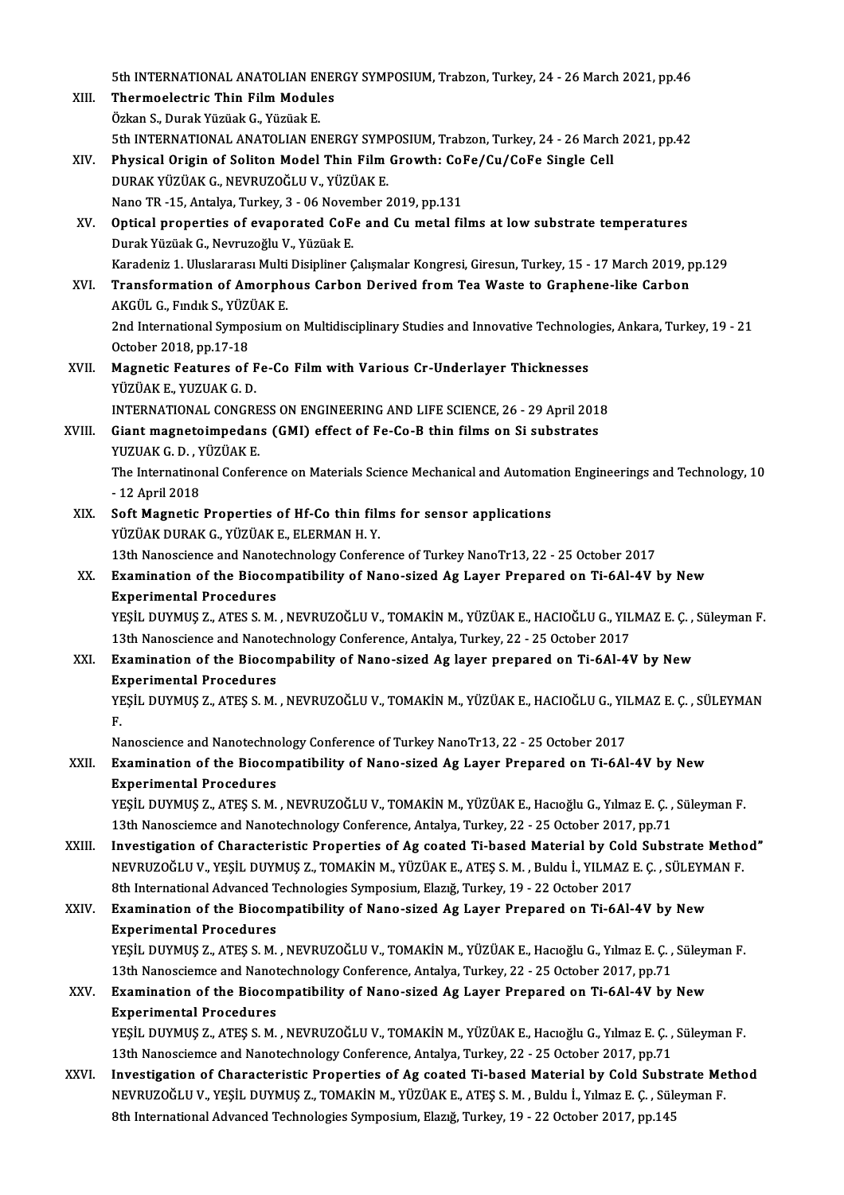5th INTERNATIONAL ANATOLIAN ENERGY SYMPOSIUM, Trabzon, Turkey, 24 - 26 March 2021, pp.46

XIII. **Thermoelectric Thin Film Modules**
Özkan S., Durak Yüzüak G., Yüzüak E.
5th INTERNATIONAL ANATOLIAN ENERGY SYMPOSIUM, Trabzon, Turkey, 24 - 26 March 2021, pp.42

XIV. **Physical Origin of Soliton Model Thin Film Growth: CoFe/Cu/CoFe Single Cell**
DURAK YÜZÜAK G., NEVRUZOĞLU V., YÜZÜAK E.
Nano TR -15, Antalya, Turkey, 3 - 06 November 2019, pp.131

XV. **Optical properties of evaporated CoFe and Cu metal films at low substrate temperatures**
Durak Yüzüak G., Nevruzoğlu V., Yüzüak E.
Karadeniz 1. Uluslararası Multi Disipliner Çalışmalar Kongresi, Giresun, Turkey, 15 - 17 March 2019, pp.129

XVI. **Transformation of Amorphous Carbon Derived from Tea Waste to Graphene-like Carbon**
AKGÜL G., Fındık S., YÜZÜAK E.
2nd International Symposium on Multidisciplinary Studies and Innovative Technologies, Ankara, Turkey, 19 - 21 October 2018, pp.17-18

XVII. **Magnetic Features of Fe-Co Film with Various Cr-Underlayer Thicknesses**
YÜZÜAK E., YUZUAK G. D.
INTERNATIONAL CONGRESS ON ENGINEERING AND LIFE SCIENCE, 26 - 29 April 2018

XVIII. **Giant magnetoimpedans (GMI) effect of Fe-Co-B thin films on Si substrates**
YUZUAK G. D. , YÜZÜAK E.
The Internatinonal Conference on Materials Science Mechanical and Automation Engineerings and Technology, 10 - 12 April 2018

XIX. **Soft Magnetic Properties of Hf-Co thin films for sensor applications**
YÜZÜAK DURAK G., YÜZÜAK E., ELERMAN H. Y.
13th Nanoscience and Nanotechnology Conference of Turkey NanoTr13, 22 - 25 October 2017

XX. **Examination of the Biocompatibility of Nano-sized Ag Layer Prepared on Ti-6Al-4V by New Experimental Procedures**
YEŞİL DUYMUŞ Z., ATES S. M. , NEVRUZOĞLU V., TOMAKİN M., YÜZÜAK E., HACIOĞLU G., YILMAZ E. Ç. , Süleyman F.
13th Nanoscience and Nanotechnology Conference, Antalya, Turkey, 22 - 25 October 2017

XXI. **Examination of the Biocompability of Nano-sized Ag layer prepared on Ti-6Al-4V by New Experimental Procedures**
YEŞİL DUYMUŞ Z., ATEŞ S. M. , NEVRUZOĞLU V., TOMAKİN M., YÜZÜAK E., HACIOĞLU G., YILMAZ E. Ç. , SÜLEYMAN F.
Nanoscience and Nanotechnology Conference of Turkey NanoTr13, 22 - 25 October 2017

XXII. **Examination of the Biocompatibility of Nano-sized Ag Layer Prepared on Ti-6Al-4V by New Experimental Procedures**
YEŞİL DUYMUŞ Z., ATEŞ S. M. , NEVRUZOĞLU V., TOMAKİN M., YÜZÜAK E., Hacıoğlu G., Yılmaz E. Ç. , Süleyman F.
13th Nanosciemce and Nanotechnology Conference, Antalya, Turkey, 22 - 25 October 2017, pp.71

XXIII. **Investigation of Characteristic Properties of Ag coated Ti-based Material by Cold Substrate Method"**
NEVRUZOĞLU V., YEŞİL DUYMUŞ Z., TOMAKİN M., YÜZÜAK E., ATEŞ S. M. , Buldu İ., YILMAZ E. Ç. , SÜLEYMAN F.
8th International Advanced Technologies Symposium, Elazığ, Turkey, 19 - 22 October 2017

XXIV. **Examination of the Biocompatibility of Nano-sized Ag Layer Prepared on Ti-6Al-4V by New Experimental Procedures**
YEŞİL DUYMUŞ Z., ATEŞ S. M. , NEVRUZOĞLU V., TOMAKİN M., YÜZÜAK E., Hacıoğlu G., Yılmaz E. Ç. , Süleyman F.
13th Nanosciemce and Nanotechnology Conference, Antalya, Turkey, 22 - 25 October 2017, pp.71

XXV. **Examination of the Biocompatibility of Nano-sized Ag Layer Prepared on Ti-6Al-4V by New Experimental Procedures**
YEŞİL DUYMUŞ Z., ATEŞ S. M. , NEVRUZOĞLU V., TOMAKİN M., YÜZÜAK E., Hacıoğlu G., Yılmaz E. Ç. , Süleyman F.
13th Nanosciemce and Nanotechnology Conference, Antalya, Turkey, 22 - 25 October 2017, pp.71

XXVI. **Investigation of Characteristic Properties of Ag coated Ti-based Material by Cold Substrate Method**
NEVRUZOĞLU V., YEŞİL DUYMUŞ Z., TOMAKİN M., YÜZÜAK E., ATEŞ S. M. , Buldu İ., Yılmaz E. Ç. , Süleyman F.
8th International Advanced Technologies Symposium, Elazığ, Turkey, 19 - 22 October 2017, pp.145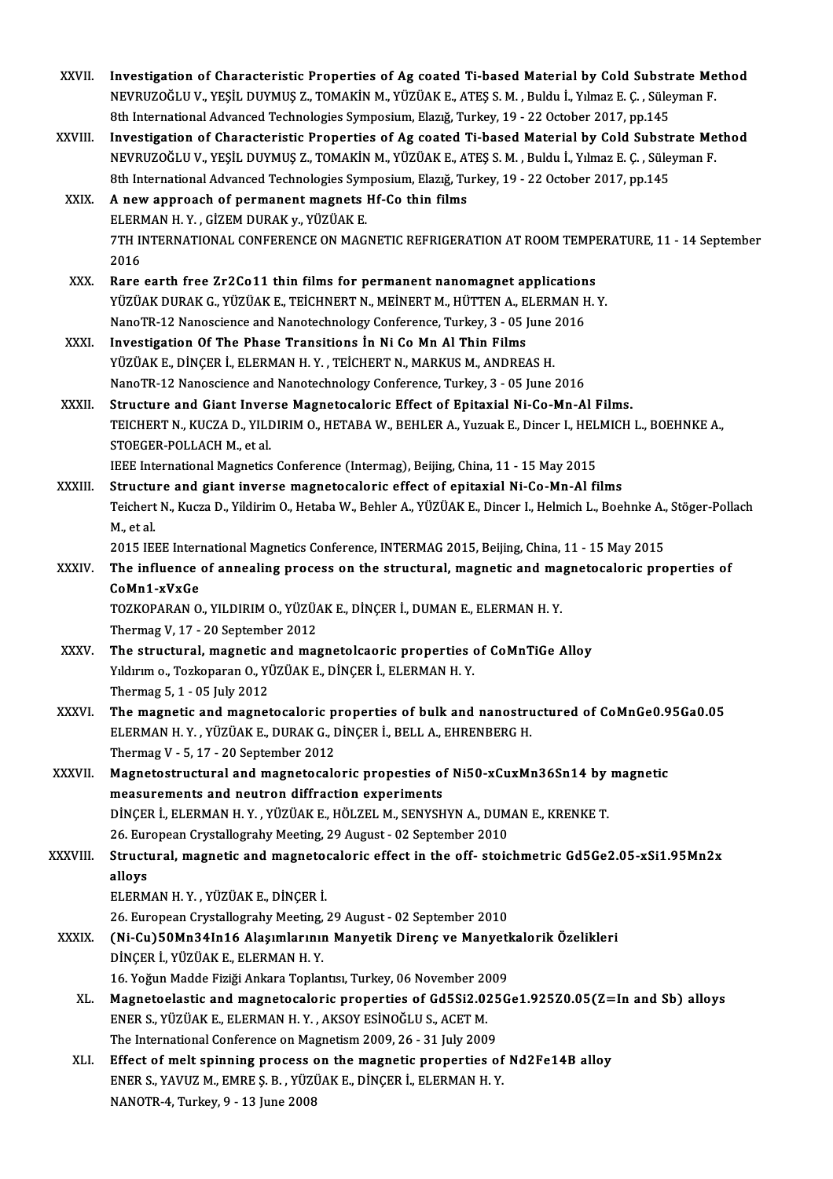XXVII. **Investigation of Characteristic Properties of Ag coated Ti-based Material by Cold Substrate Method**
NEVRUZOĞLU V., YEŞİL DUYMUŞ Z., TOMAKİN M., YÜZÜAK E., ATEŞ S. M. , Buldu İ., Yılmaz E. Ç. , Süleyman F.
8th International Advanced Technologies Symposium, Elazığ, Turkey, 19 - 22 October 2017, pp.145

XXVIII. **Investigation of Characteristic Properties of Ag coated Ti-based Material by Cold Substrate Method**
NEVRUZOĞLU V., YEŞİL DUYMUŞ Z., TOMAKİN M., YÜZÜAK E., ATEŞ S. M. , Buldu İ., Yılmaz E. Ç. , Süleyman F.
8th International Advanced Technologies Symposium, Elazığ, Turkey, 19 - 22 October 2017, pp.145

XXIX. **A new approach of permanent magnets Hf-Co thin films**
ELERMAN H. Y. , GİZEM DURAK y., YÜZÜAK E.
7TH INTERNATIONAL CONFERENCE ON MAGNETIC REFRIGERATION AT ROOM TEMPERATURE, 11 - 14 September 2016

XXX. **Rare earth free Zr2Co11 thin films for permanent nanomagnet applications**
YÜZÜAK DURAK G., YÜZÜAK E., TEİCHNERT N., MEİNERT M., HÜTTEN A., ELERMAN H. Y.
NanoTR-12 Nanoscience and Nanotechnology Conference, Turkey, 3 - 05 June 2016

XXXI. **Investigation Of The Phase Transitions İn Ni Co Mn Al Thin Films**
YÜZÜAK E., DİNÇER İ., ELERMAN H. Y. , TEİCHERT N., MARKUS M., ANDREAS H.
NanoTR-12 Nanoscience and Nanotechnology Conference, Turkey, 3 - 05 June 2016

XXXII. **Structure and Giant Inverse Magnetocaloric Effect of Epitaxial Ni-Co-Mn-Al Films.**
TEICHERT N., KUCZA D., YILDIRIM O., HETABA W., BEHLER A., Yuzuak E., Dincer I., HELMICH L., BOEHNKE A., STOEGER-POLLACH M., et al.
IEEE International Magnetics Conference (Intermag), Beijing, China, 11 - 15 May 2015

XXXIII. **Structure and giant inverse magnetocaloric effect of epitaxial Ni-Co-Mn-Al films**
Teichert N., Kucza D., Yildirim O., Hetaba W., Behler A., YÜZÜAK E., Dincer I., Helmich L., Boehnke A., Stöger-Pollach M., et al.
2015 IEEE International Magnetics Conference, INTERMAG 2015, Beijing, China, 11 - 15 May 2015

XXXIV. **The influence of annealing process on the structural, magnetic and magnetocaloric properties of CoMn1-xVxGe**
TOZKOPARAN O., YILDIRIM O., YÜZÜAK E., DİNÇER İ., DUMAN E., ELERMAN H. Y.
Thermag V, 17 - 20 September 2012

XXXV. **The structural, magnetic and magnetolcaoric properties of CoMnTiGe Alloy**
Yıldırım o., Tozkoparan O., YÜZÜAK E., DİNÇER İ., ELERMAN H. Y.
Thermag 5, 1 - 05 July 2012

XXXVI. **The magnetic and magnetocaloric properties of bulk and nanostructured of CoMnGe0.95Ga0.05**
ELERMAN H. Y. , YÜZÜAK E., DURAK G., DİNÇER İ., BELL A., EHRENBERG H.
Thermag V - 5, 17 - 20 September 2012

XXXVII. **Magnetostructural and magnetocaloric propesties of Ni50-xCuxMn36Sn14 by magnetic measurements and neutron diffraction experiments**
DİNÇER İ., ELERMAN H. Y. , YÜZÜAK E., HÖLZEL M., SENYSHYN A., DUMAN E., KRENKE T.
26. European Crystallograhy Meeting, 29 August - 02 September 2010

XXXVIII. **Structural, magnetic and magnetocaloric effect in the off- stoichmetric Gd5Ge2.05-xSi1.95Mn2x alloys**
ELERMAN H. Y. , YÜZÜAK E., DİNÇER İ.
26. European Crystallograhy Meeting, 29 August - 02 September 2010

XXXIX. **(Ni-Cu)50Mn34In16 Alaşımlarının Manyetik Direnç ve Manyetkalorik Özelikleri**
DİNÇER İ., YÜZÜAK E., ELERMAN H. Y.
16. Yoğun Madde Fiziği Ankara Toplantısı, Turkey, 06 November 2009

XL. **Magnetoelastic and magnetocaloric properties of Gd5Si2.025Ge1.925Z0.05(Z=In and Sb) alloys**
ENER S., YÜZÜAK E., ELERMAN H. Y. , AKSOY ESİNOĞLU S., ACET M.
The International Conference on Magnetism 2009, 26 - 31 July 2009

XLI. **Effect of melt spinning process on the magnetic properties of Nd2Fe14B alloy**
ENER S., YAVUZ M., EMRE Ş. B. , YÜZÜAK E., DİNÇER İ., ELERMAN H. Y.
NANOTR-4, Turkey, 9 - 13 June 2008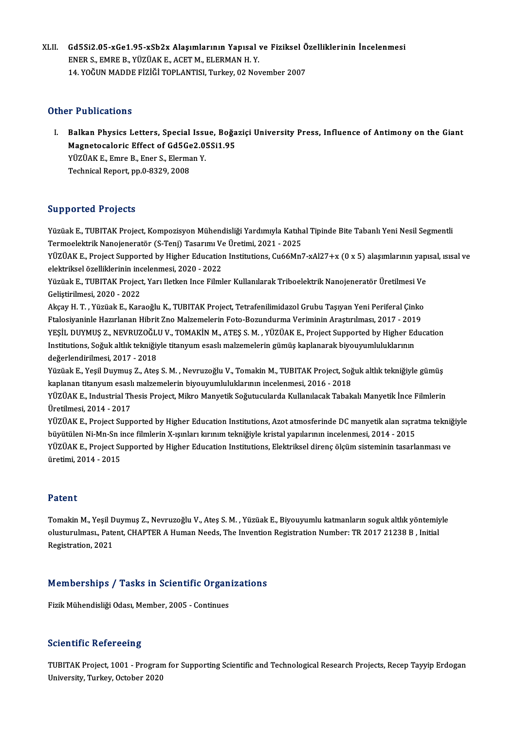XLII. **$Gd_5Si_{2.05-x}Ge_{1.95-x}Sb_{2x}$ Alaşımlarının Yapısal ve Fiziksel Özelliklerinin İncelenmesi**
ENER S., EMRE B., YÜZÜAK E., ACET M., ELERMAN H. Y.
14. YOĞUN MADDE FİZİĞİ TOPLANTISI, Turkey, 02 November 2007

## Other Publications

I. **Balkan Physics Letters, Special Issue, Boğaziçi University Press, Influence of Antimony on the Giant Magnetocaloric Effect of $Gd_5Ge_{2.05}Si_{1.95}$**
YÜZÜAK E., Emre B., Ener S., Elerman Y.
Technical Report, pp.0-8329, 2008

## Supported Projects

Yüzüak E., TUBITAK Project, Kompozisyon Mühendisliği Yardımıyla Katıhal Tipinde Bite Tabanlı Yeni Nesil Segmentli Termoelektrik Nanojeneratör (S-Tenj) Tasarımı Ve Üretimi, 2021 - 2025

YÜZÜAK E., Project Supported by Higher Education Institutions, $Cu_{66}Mn_{7-x}Al_{27+x}$ (0 x 5) alaşımlarının yapısal, ısısal ve elektriksel özelliklerinin incelenmesi, 2020 - 2022

Yüzüak E., TUBITAK Project, Yarı Iletken Ince Filmler Kullanılarak Triboelektrik Nanojeneratör Üretilmesi Ve Geliştirilmesi, 2020 - 2022

Akçay H. T. , Yüzüak E., Karaoğlu K., TUBITAK Project, Tetrafenilimidazol Grubu Taşıyan Yeni Periferal Çinko Ftalosiyaninle Hazırlanan Hibrit Zno Malzemelerin Foto-Bozundurma Veriminin Araştırılması, 2017 - 2019

YEŞİL DUYMUŞ Z., NEVRUZOĞLU V., TOMAKİN M., ATEŞ S. M. , YÜZÜAK E., Project Supported by Higher Education Institutions, Soğuk altlık tekniğiyle titanyum esaslı malzemelerin gümüş kaplanarak biyouyumluluklarının değerlendirilmesi, 2017 - 2018

Yüzüak E., Yeşil Duymuş Z., Ateş S. M. , Nevruzoğlu V., Tomakin M., TUBITAK Project, Soğuk altlık tekniğiyle gümüş kaplanan titanyum esaslı malzemelerin biyouyumluluklarının incelenmesi, 2016 - 2018

YÜZÜAK E., Industrial Thesis Project, Mikro Manyetik Soğutucularda Kullanılacak Tabakalı Manyetik İnce Filmlerin Üretilmesi, 2014 - 2017

YÜZÜAK E., Project Supported by Higher Education Institutions, Azot atmosferinde DC manyetik alan sıçratma tekniğiyle büyütülen Ni-Mn-Sn ince filmlerin X-ışınları kırınım tekniğiyle kristal yapılarının incelenmesi, 2014 - 2015

YÜZÜAK E., Project Supported by Higher Education Institutions, Elektriksel direnç ölçüm sisteminin tasarlanması ve üretimi, 2014 - 2015

## Patent

Tomakin M., Yeşil Duymuş Z., Nevruzoğlu V., Ateş S. M. , Yüzüak E., Biyouyumlu katmanların soguk altlık yöntemiyle olusturulması., Patent, CHAPTER A Human Needs, The Invention Registration Number: TR 2017 21238 B , Initial Registration, 2021

## Memberships / Tasks in Scientific Organizations

Fizik Mühendisliği Odası, Member, 2005 - Continues

## Scientific Refereeing

TUBITAK Project, 1001 - Program for Supporting Scientific and Technological Research Projects, Recep Tayyip Erdogan University, Turkey, October 2020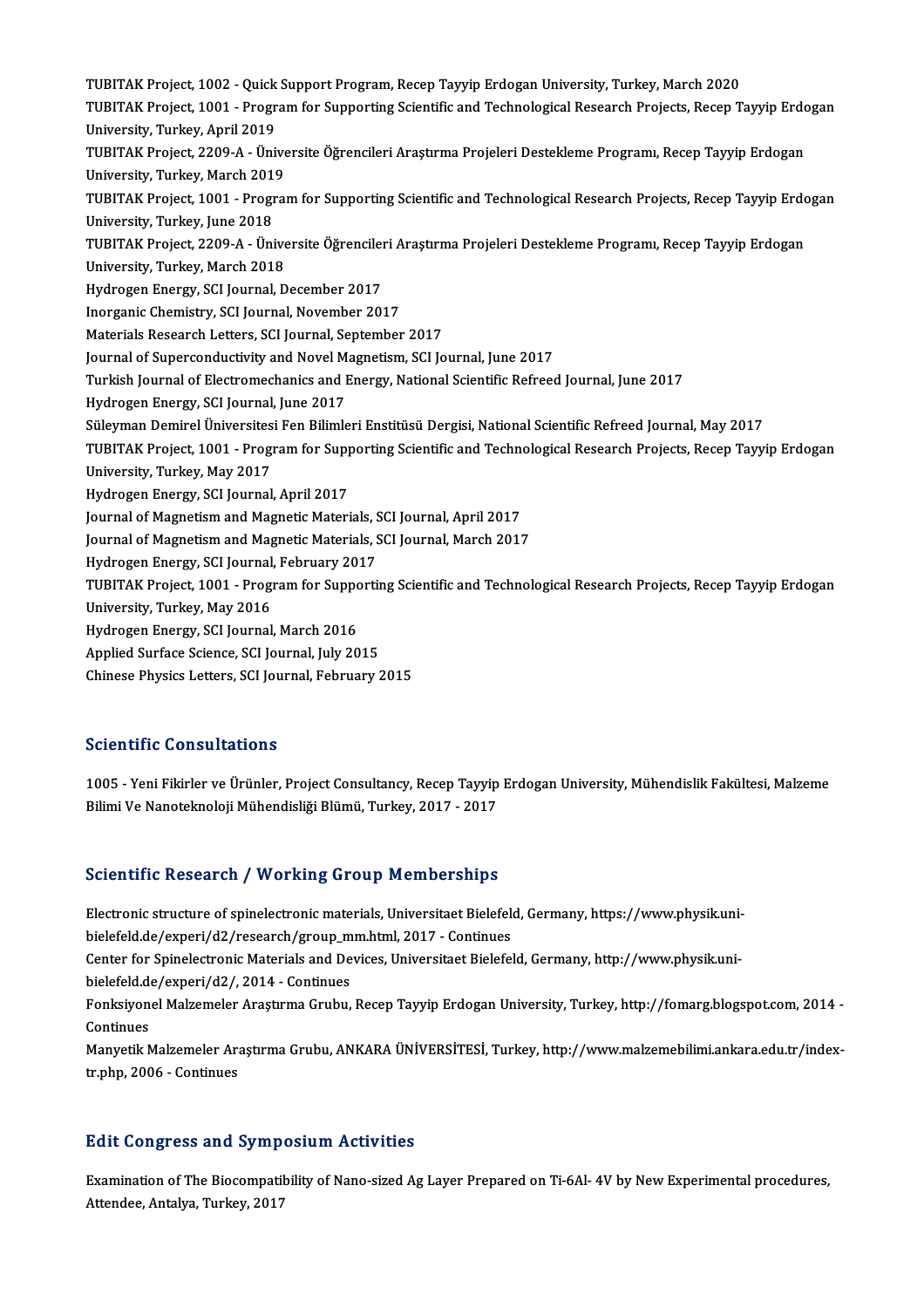TUBITAK Project, 1002 - Quick Support Program, Recep Tayyip Erdogan University, Turkey, March 2020
TUBITAK Project, 1001 - Program for Supporting Scientific and Technological Research Projects, Recep Tayyip Erdogan University, Turkey, April 2019
TUBITAK Project, 2209-A - Üniversite Öğrencileri Araştırma Projeleri Destekleme Programı, Recep Tayyip Erdogan University, Turkey, March 2019
TUBITAK Project, 1001 - Program for Supporting Scientific and Technological Research Projects, Recep Tayyip Erdogan University, Turkey, June 2018
TUBITAK Project, 2209-A - Üniversite Öğrencileri Araştırma Projeleri Destekleme Programı, Recep Tayyip Erdogan University, Turkey, March 2018
Hydrogen Energy, SCI Journal, December 2017
Inorganic Chemistry, SCI Journal, November 2017
Materials Research Letters, SCI Journal, September 2017
Journal of Superconductivity and Novel Magnetism, SCI Journal, June 2017
Turkish Journal of Electromechanics and Energy, National Scientific Refreed Journal, June 2017
Hydrogen Energy, SCI Journal, June 2017
Süleyman Demirel Üniversitesi Fen Bilimleri Enstitüsü Dergisi, National Scientific Refreed Journal, May 2017
TUBITAK Project, 1001 - Program for Supporting Scientific and Technological Research Projects, Recep Tayyip Erdogan University, Turkey, May 2017
Hydrogen Energy, SCI Journal, April 2017
Journal of Magnetism and Magnetic Materials, SCI Journal, April 2017
Journal of Magnetism and Magnetic Materials, SCI Journal, March 2017
Hydrogen Energy, SCI Journal, February 2017
TUBITAK Project, 1001 - Program for Supporting Scientific and Technological Research Projects, Recep Tayyip Erdogan University, Turkey, May 2016
Hydrogen Energy, SCI Journal, March 2016
Applied Surface Science, SCI Journal, July 2015
Chinese Physics Letters, SCI Journal, February 2015

## Scientific Consultations

1005 - Yeni Fikirler ve Ürünler, Project Consultancy, Recep Tayyip Erdogan University, Mühendislik Fakültesi, Malzeme Bilimi Ve Nanoteknoloji Mühendisliği Blümü, Turkey, 2017 - 2017

## Scientific Research / Working Group Memberships

Electronic structure of spinelectronic materials, Universitaet Bielefeld, Germany, https://www.physik.uni-bielefeld.de/experi/d2/research/group_mm.html, 2017 - Continues
Center for Spinelectronic Materials and Devices, Universitaet Bielefeld, Germany, http://www.physik.uni-bielefeld.de/experi/d2/, 2014 - Continues
Fonksiyonel Malzemeler Araştırma Grubu, Recep Tayyip Erdogan University, Turkey, http://fomarg.blogspot.com, 2014 - Continues
Manyetik Malzemeler Araştırma Grubu, ANKARA ÜNİVERSİTESİ, Turkey, http://www.malzemebilimi.ankara.edu.tr/index-tr.php, 2006 - Continues

## Edit Congress and Symposium Activities

Examination of The Biocompatibility of Nano-sized Ag Layer Prepared on Ti-6Al- 4V by New Experimental procedures, Attendee, Antalya, Turkey, 2017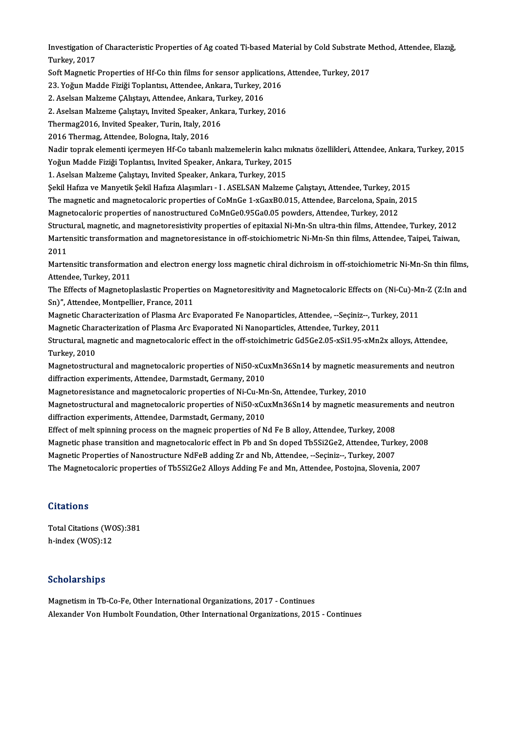Investigation of Characteristic Properties of Ag coated Ti-based Material by Cold Substrate Method, Attendee, Elazığ, Turkey, 2017

Soft Magnetic Properties of Hf-Co thin films for sensor applications, Attendee, Turkey, 2017

23. Yoğun Madde Fiziği Toplantısı, Attendee, Ankara, Turkey, 2016

2. Aselsan Malzeme ÇAlıştayı, Attendee, Ankara, Turkey, 2016

2. Aselsan Malzeme Çalıştayı, Invited Speaker, Ankara, Turkey, 2016

Thermag2016, Invited Speaker, Turin, Italy, 2016

2016 Thermag, Attendee, Bologna, Italy, 2016

Nadir toprak elementi içermeyen Hf-Co tabanlı malzemelerin kalıcı mıknatıs özellikleri, Attendee, Ankara, Turkey, 2015

Yoğun Madde Fiziği Toplantısı, Invited Speaker, Ankara, Turkey, 2015

1. Aselsan Malzeme Çalıştayı, Invited Speaker, Ankara, Turkey, 2015

Şekil Hafıza ve Manyetik Şekil Hafıza Alaşımları - I . ASELSAN Malzeme Çalıştayı, Attendee, Turkey, 2015

The magnetic and magnetocaloric properties of CoMnGe 1-xGaxB0.015, Attendee, Barcelona, Spain, 2015

Magnetocaloric properties of nanostructured CoMnGe0.95Ga0.05 powders, Attendee, Turkey, 2012

Structural, magnetic, and magnetoresistivity properties of epitaxial Ni-Mn-Sn ultra-thin films, Attendee, Turkey, 2012

Martensitic transformation and magnetoresistance in off-stoichiometric Ni-Mn-Sn thin films, Attendee, Taipei, Taiwan, 2011

Martensitic transformation and electron energy loss magnetic chiral dichroism in off-stoichiometric Ni-Mn-Sn thin films, Attendee, Turkey, 2011

The Effects of Magnetoplaslastic Properties on Magnetoresitivity and Magnetocaloric Effects on (Ni-Cu)-Mn-Z (Z:In and Sn)", Attendee, Montpellier, France, 2011

Magnetic Characterization of Plasma Arc Evaporated Fe Nanoparticles, Attendee, --Seçiniz--, Turkey, 2011

Magnetic Characterization of Plasma Arc Evaporated Ni Nanoparticles, Attendee, Turkey, 2011

Structural, magnetic and magnetocaloric effect in the off-stoichimetric Gd5Ge2.05-xSi1.95-xMn2x alloys, Attendee, Turkey, 2010

Magnetostructural and magnetocaloric properties of Ni50-xCuxMn36Sn14 by magnetic measurements and neutron diffraction experiments, Attendee, Darmstadt, Germany, 2010

Magnetoresistance and magnetocaloric properties of Ni-Cu-Mn-Sn, Attendee, Turkey, 2010

Magnetostructural and magnetocaloric properties of Ni50-xCuxMn36Sn14 by magnetic measurements and neutron diffraction experiments, Attendee, Darmstadt, Germany, 2010

Effect of melt spinning process on the magneic properties of Nd Fe B alloy, Attendee, Turkey, 2008

Magnetic phase transition and magnetocaloric effect in Pb and Sn doped Tb5Si2Ge2, Attendee, Turkey, 2008

Magnetic Properties of Nanostructure NdFeB adding Zr and Nb, Attendee, --Seçiniz--, Turkey, 2007

The Magnetocaloric properties of Tb5Si2Ge2 Alloys Adding Fe and Mn, Attendee, Postojna, Slovenia, 2007

## Citations

Total Citations (WOS):381

h-index (WOS):12

## Scholarships

Magnetism in Tb-Co-Fe, Other International Organizations, 2017 - Continues

Alexander Von Humbolt Foundation, Other International Organizations, 2015 - Continues